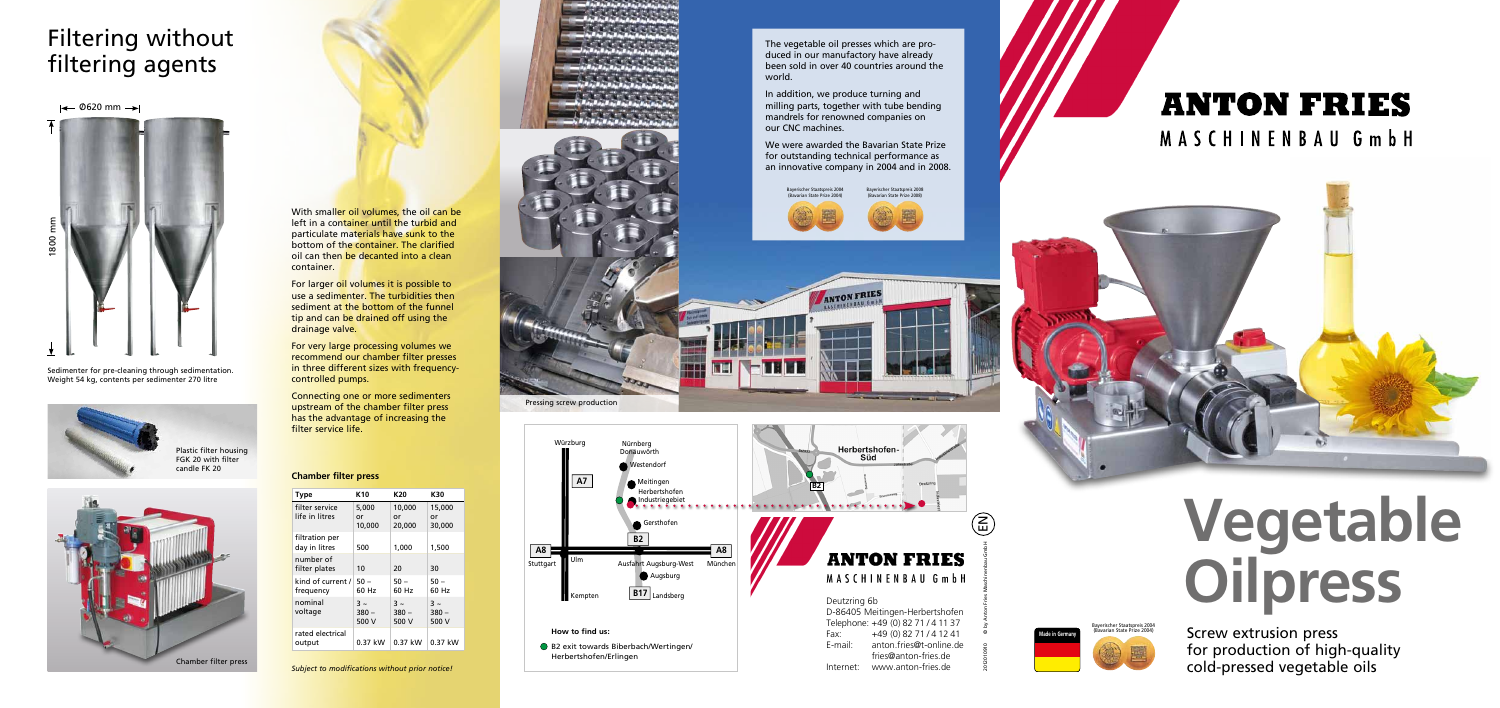# Filtering without filtering agents

Ø620 mm

1800 mm

Sedimenter for pre-cleaning through sedimentation. Weight 54 kg, contents per sedimenter 270 litre

Plastic filter housing FGK 20 with filter candle FK 20

Chamber filter press

With smaller oil volumes, the oil can be left in a container until the turbid and particulate materials have sunk to the bottom of the container. The clarified oil can then be decanted into a clean container.

For larger oil volumes it is possible to use a sedimenter. The turbidities then sediment at the bottom of the funnel tip and can be drained off using the drainage valve.

For very large processing volumes we recommend our chamber filter presses in three different sizes with frequency-controlled pumps.

Connecting one or more sedimenters upstream of the chamber filter press has the advantage of increasing the filter service life.

**Chamber filter press**

| Type | K10 | K20 | K30 |
|---|---|---|---|
| filter service life in litres | 5,000 or 10,000 | 10,000 or 20,000 | 15,000 or 30,000 |
| filtration per day in litres | 500 | 1,000 | 1,500 |
| number of filter plates | 10 | 20 | 30 |
| kind of current / frequency | 50 ~ 60 Hz | 50 ~ 60 Hz | 50 ~ 60 Hz |
| nominal voltage | 3 ~ 380 – 500 V | 3 ~ 380 – 500 V | 3 ~ 380 – 500 V |
| rated electrical output | 0.37 kW | 0.37 kW | 0.37 kW |

*Subject to modifications without prior notice!*

Pressing screw production

The vegetable oil presses which are produced in our manufactory have already been sold in over 40 countries around the world.

In addition, we produce turning and milling parts, together with tube bending mandrels for renowned companies on our CNC machines.

We were awarded the Bavarian State Prize for outstanding technical performance as an innovative company in 2004 and in 2008.

Bayerischer Staatspreis 2004 (Bavarian State Prize 2004)

Bayerischer Staatspreis 2008 (Bavarian State Prize 2008)

Würzburg, Nürnberg, Donauwörth, Westendorf, A7, Meitingen, Herbertshofen, Industriegebiet, Gersthofen, B2, A8, Stuttgart, Ulm, Ausfahrt Augsburg-West, München, Augsburg, Kempten, B17, Landsberg

Herbertshofen-Süd

**How to find us:**

B2 exit towards Biberbach/Wertingen/ Herbertshofen/Erlingen

EN

# ANTON FRIES
MASCHINENBAU GmbH

Deutzring 6b
D-86405 Meitingen-Herbertshofen
Telephone: +49 (0) 82 71 / 4 11 37
Fax: +49 (0) 82 71 / 4 12 41
E-mail: anton.fries@t-online.de
fries@anton-fries.de
Internet: www.anton-fries.de

© by Anton Fries Maschinenbau GmbH

# ANTON FRIES
MASCHINENBAU GmbH

# Vegetable Oilpress

Made in Germany

Bayerischer Staatspreis 2004 (Bavarian State Prize 2004)

Screw extrusion press for production of high-quality cold-pressed vegetable oils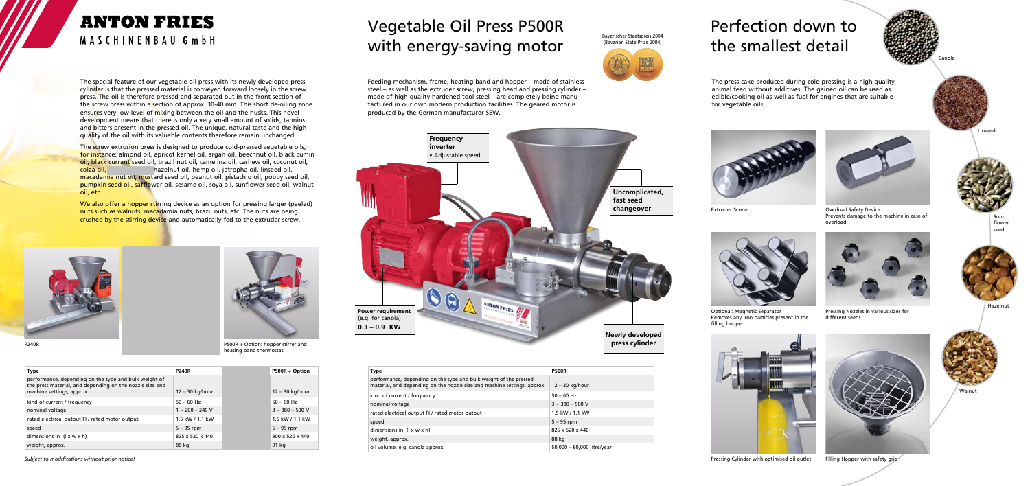# ANTON FRIES
MASCHINENBAU GmbH

The special feature of our vegetable oil press with its newly developed press cylinder is that the pressed material is conveyed forward loosely in the screw press. The oil is therefore pressed and separated out in the front section of the screw press within a section of approx. 30-40 mm. This short de-oiling zone ensures very low level of mixing between the oil and the husks. This novel development means that there is only a very small amount of solids, tannins and bitters present in the pressed oil. The unique, natural taste and the high quality of the oil with its valuable contents therefore remain unchanged.

The screw extrusion press is designed to produce cold-pressed vegetable oils, for instance: almond oil, apricot kernel oil, argan oil, beechnut oil, black cumin oil, black currant seed oil, brazil nut oil, camelina oil, cashew oil, coconut oil, colza oil, hazelnut oil, hemp oil, jatropha oil, linseed oil, macadamia nut oil, mustard seed oil, peanut oil, pistachio oil, poppy seed oil, pumpkin seed oil, safflower oil, sesame oil, soya oil, sunflower seed oil, walnut oil, etc.

We also offer a hopper stirring device as an option for pressing larger (peeled) nuts such as walnuts, macadamia nuts, brazil nuts, etc. The nuts are being crushed by the stirring device and automatically fed to the extruder screw.

P240R

P500R + Option: hopper stirrer and heating band thermostat

| Type | P240R | P500R + Option |
|---|---|---|
| performance, depending on the type and bulk weight of the pressed material, and depending on the nozzle size and machine settings, approx. | 12 – 30 kg/hour | 12 – 30 kg/hour |
| kind of current / frequency | 50 – 60 Hz | 50 – 60 Hz |
| nominal voltage | 1 ~ 200 – 240 V | 3 ~ 380 – 500 V |
| rated electrical output FI / rated motor output | 1.5 kW / 1.1 kW | 1.5 kW / 1.1 kW |
| speed | 5 – 95 rpm | 5 – 95 rpm |
| dimensions in (l x w x h) | 825 x 520 x 440 | 900 x 520 x 440 |
| weight, approx. | 88 kg | 91 kg |

*Subject to modifications without prior notice!*

# Vegetable Oil Press P500R with energy-saving motor

Bayerischer Staatspreis 2004 (Bavarian State Prize 2004)

Feeding mechanism, frame, heating band and hopper – made of stainless steel – as well as the extruder screw, pressing head and pressing cylinder – made of high-quality hardened tool steel – are completely being manufactured in our own modern production facilities. The geared motor is produced by the German manufacturer SEW.

**Frequency inverter**
- Adjustable speed

**Uncomplicated, fast seed changeover**

**Power requirement** (e.g. for canola)
**0.3 – 0.9 KW**

**Newly developed press cylinder**

| Type | P500R |
|---|---|
| performance, depending on the type and bulk weight of the pressed material, and depending on the nozzle size and machine settings, approx. | 12 – 30 kg/hour |
| kind of current / frequency | 50 – 60 Hz |
| nominal voltage | 3 ~ 380 – 500 V |
| rated electrical output FI / rated motor output | 1.5 kW / 1.1 kW |
| speed | 5 – 95 rpm |
| dimensions in (l x w x h) | 825 x 520 x 440 |
| weight, approx. | 88 kg |
| oil volume, e.g. canola approx. | 50,000 – 60,000 litre/year |

# Perfection down to the smallest detail

The press cake produced during cold pressing is a high quality animal feed without additives. The gained oil can be used as edible/cooking oil as well as fuel for engines that are suitable for vegetable oils.

Extruder Screw

Overload Safety Device
Prevents damage to the machine in case of overload

Optional: Magnetic Separator
Removes any iron particles present in the filling hopper

Pressing Nozzles in various sizes for different seeds

Pressing Cylinder with optimised oil outlet

Filling Hopper with safety grid

Canola

Linseed

Sunflower seed

Hazelnut

Walnut